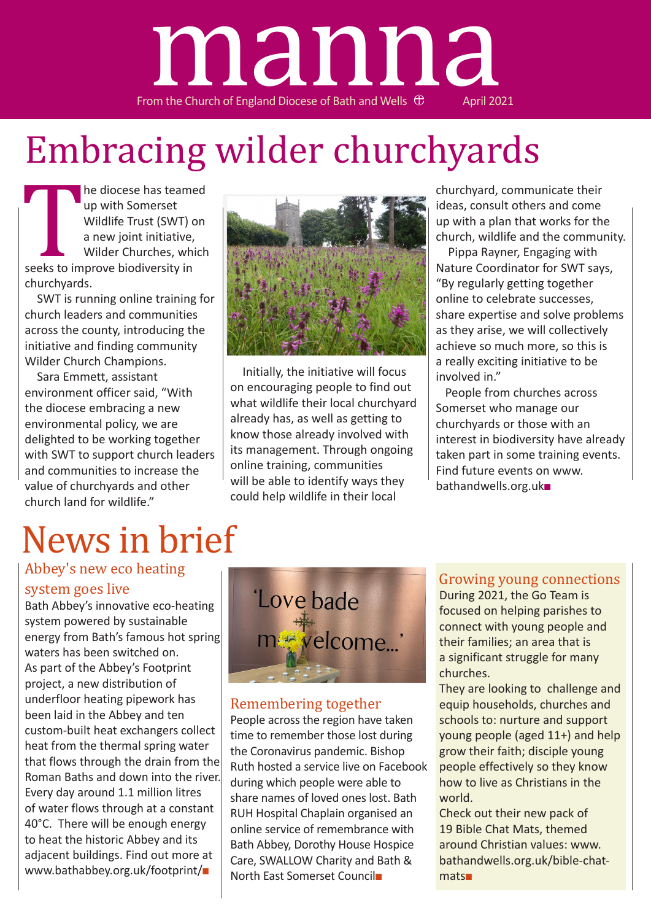# manna

From the Church of England Diocese of Bath and Wells April 2021

# Embracing wilder churchyards

The diocese has teamed up with Somerset Wildlife Trust (SWT) on a new joint initiative, Wilder Churches, which seeks to improve biodiversity in churchyards.

SWT is running online training for church leaders and communities across the county, introducing the initiative and finding community Wilder Church Champions.

Sara Emmett, assistant environment officer said, "With the diocese embracing a new environmental policy, we are delighted to be working together with SWT to support church leaders and communities to increase the value of churchyards and other church land for wildlife."

Initially, the initiative will focus on encouraging people to find out what wildlife their local churchyard already has, as well as getting to know those already involved with its management. Through ongoing online training, communities will be able to identify ways they could help wildlife in their local churchyard, communicate their ideas, consult others and come up with a plan that works for the church, wildlife and the community.

Pippa Rayner, Engaging with Nature Coordinator for SWT says, "By regularly getting together online to celebrate successes, share expertise and solve problems as they arise, we will collectively achieve so much more, so this is a really exciting initiative to be involved in."

People from churches across Somerset who manage our churchyards or those with an interest in biodiversity have already taken part in some training events. Find future events on www.bathandwells.org.uk■

# News in brief

## Abbey's new eco heating system goes live

Bath Abbey's innovative eco-heating system powered by sustainable energy from Bath's famous hot spring waters has been switched on.

As part of the Abbey's Footprint project, a new distribution of underfloor heating pipework has been laid in the Abbey and ten custom-built heat exchangers collect heat from the thermal spring water that flows through the drain from the Roman Baths and down into the river. Every day around 1.1 million litres of water flows through at a constant 40°C. There will be enough energy to heat the historic Abbey and its adjacent buildings. Find out more at www.bathabbey.org.uk/footprint/■

## Remembering together

People across the region have taken time to remember those lost during the Coronavirus pandemic. Bishop Ruth hosted a service live on Facebook during which people were able to share names of loved ones lost. Bath RUH Hospital Chaplain organised an online service of remembrance with Bath Abbey, Dorothy House Hospice Care, SWALLOW Charity and Bath & North East Somerset Council■

## Growing young connections

During 2021, the Go Team is focused on helping parishes to connect with young people and their families; an area that is a significant struggle for many churches.

They are looking to challenge and equip households, churches and schools to: nurture and support young people (aged 11+) and help grow their faith; disciple young people effectively so they know how to live as Christians in the world.

Check out their new pack of 19 Bible Chat Mats, themed around Christian values: www.bathandwells.org.uk/bible-chat-mats■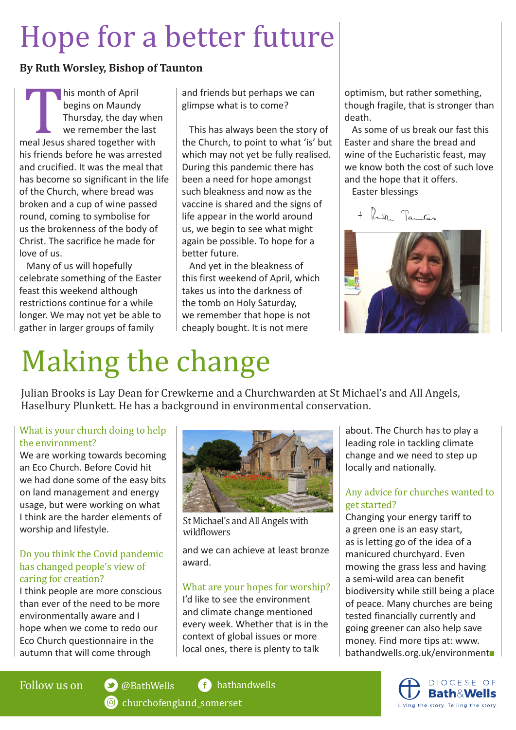# Hope for a better future

**By Ruth Worsley, Bishop of Taunton**

This month of April begins on Maundy Thursday, the day when we remember the last meal Jesus shared together with his friends before he was arrested and crucified. It was the meal that has become so significant in the life of the Church, where bread was broken and a cup of wine passed round, coming to symbolise for us the brokenness of the body of Christ. The sacrifice he made for love of us.

Many of us will hopefully celebrate something of the Easter feast this weekend although restrictions continue for a while longer. We may not yet be able to gather in larger groups of family and friends but perhaps we can glimpse what is to come?

This has always been the story of the Church, to point to what 'is' but which may not yet be fully realised. During this pandemic there has been a need for hope amongst such bleakness and now as the vaccine is shared and the signs of life appear in the world around us, we begin to see what might again be possible. To hope for a better future.

And yet in the bleakness of this first weekend of April, which takes us into the darkness of the tomb on Holy Saturday, we remember that hope is not cheaply bought. It is not mere optimism, but rather something, though fragile, that is stronger than death.

As some of us break our fast this Easter and share the bread and wine of the Eucharistic feast, may we know both the cost of such love and the hope that it offers.

Easter blessings

+ Ruth Taunton

# Making the change

Julian Brooks is Lay Dean for Crewkerne and a Churchwarden at St Michael's and All Angels, Haselbury Plunkett. He has a background in environmental conservation.

### What is your church doing to help the environment?

We are working towards becoming an Eco Church. Before Covid hit we had done some of the easy bits on land management and energy usage, but were working on what I think are the harder elements of worship and lifestyle.

### Do you think the Covid pandemic has changed people's view of caring for creation?

I think people are more conscious than ever of the need to be more environmentally aware and I hope when we come to redo our Eco Church questionnaire in the autumn that will come through and we can achieve at least bronze award.

St Michael's and All Angels with wildflowers

### What are your hopes for worship?

I'd like to see the environment and climate change mentioned every week. Whether that is in the context of global issues or more local ones, there is plenty to talk about. The Church has to play a leading role in tackling climate change and we need to step up locally and nationally.

### Any advice for churches wanted to get started?

Changing your energy tariff to a green one is an easy start, as is letting go of the idea of a manicured churchyard. Even mowing the grass less and having a semi-wild area can benefit biodiversity while still being a place of peace. Many churches are being tested financially currently and going greener can also help save money. Find more tips at: www.bathandwells.org.uk/environment

Follow us on @BathWells bathandwells churchofengland_somerset

DIOCESE OF Bath&Wells
Living the story. Telling the story.